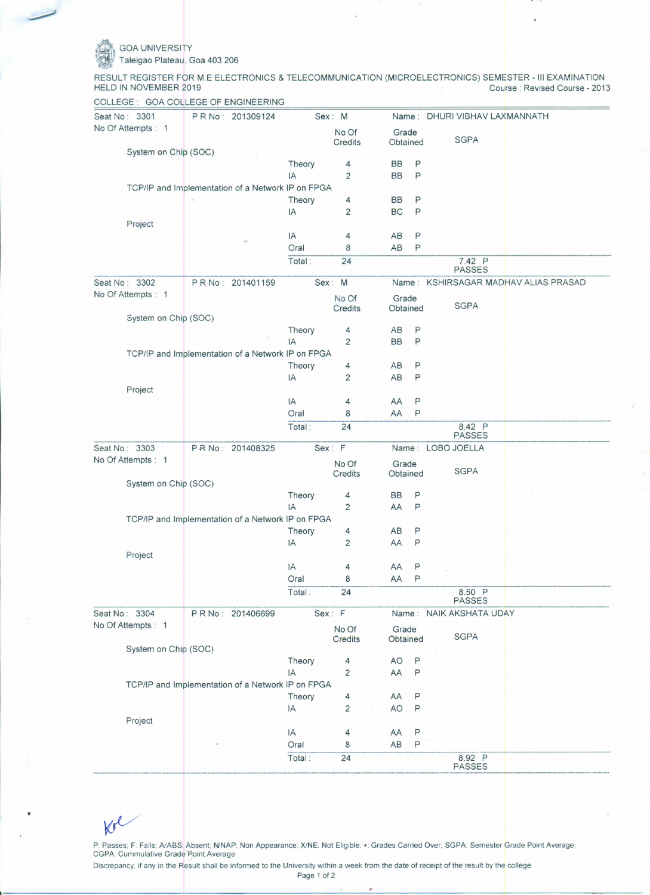GOA UNIVERSITY
Taleigao Plateau, Goa 403 206

RESULT REGISTER FOR M.E ELECTRONICS & TELECOMMUNICATION (MICROELECTRONICS) SEMESTER - III EXAMINATION
HELD IN NOVEMBER 2019

Course : Revised Course - 2013

COLLEGE : GOA COLLEGE OF ENGINEERING

---

Seat No : 3301 | P R No : 201309124 | Sex : M | Name : DHURI VIBHAV LAXMANNATH

No Of Attempts : 1

| Subject | Component | No Of Credits | Grade Obtained | | SGPA |
|---|---|---|---|---|---|
| System on Chip (SOC) | | | | | |
| | Theory | 4 | BB | P | |
| | IA | 2 | BB | P | |
| TCP/IP and Implementation of a Network IP on FPGA | | | | | |
| | Theory | 4 | BB | P | |
| | IA | 2 | BC | P | |
| Project | | | | | |
| | IA | 4 | AB | P | |
| | Oral | 8 | AB | P | |
| | Total : | 24 | | | 7.42 P PASSES |

---

Seat No : 3302 | P R No : 201401159 | Sex : M | Name : KSHIRSAGAR MADHAV ALIAS PRASAD

No Of Attempts : 1

| Subject | Component | No Of Credits | Grade Obtained | | SGPA |
|---|---|---|---|---|---|
| System on Chip (SOC) | | | | | |
| | Theory | 4 | AB | P | |
| | IA | 2 | BB | P | |
| TCP/IP and Implementation of a Network IP on FPGA | | | | | |
| | Theory | 4 | AB | P | |
| | IA | 2 | AB | P | |
| Project | | | | | |
| | IA | 4 | AA | P | |
| | Oral | 8 | AA | P | |
| | Total : | 24 | | | 8.42 P PASSES |

---

Seat No : 3303 | P R No : 201408325 | Sex : F | Name : LOBO JOELLA

No Of Attempts : 1

| Subject | Component | No Of Credits | Grade Obtained | | SGPA |
|---|---|---|---|---|---|
| System on Chip (SOC) | | | | | |
| | Theory | 4 | BB | P | |
| | IA | 2 | AA | P | |
| TCP/IP and Implementation of a Network IP on FPGA | | | | | |
| | Theory | 4 | AB | P | |
| | IA | 2 | AA | P | |
| Project | | | | | |
| | IA | 4 | AA | P | |
| | Oral | 8 | AA | P | |
| | Total : | 24 | | | 8.50 P PASSES |

---

Seat No : 3304 | P R No : 201406699 | Sex : F | Name : NAIK AKSHATA UDAY

No Of Attempts : 1

| Subject | Component | No Of Credits | Grade Obtained | | SGPA |
|---|---|---|---|---|---|
| System on Chip (SOC) | | | | | |
| | Theory | 4 | AO | P | |
| | IA | 2 | AA | P | |
| TCP/IP and Implementation of a Network IP on FPGA | | | | | |
| | Theory | 4 | AA | P | |
| | IA | 2 | AO | P | |
| Project | | | | | |
| | IA | 4 | AA | P | |
| | Oral | 8 | AB | P | |
| | Total : | 24 | | | 8.92 P PASSES |

---

P: Passes; F: Fails; A/ABS: Absent; N/NAP: Non Appearance; X/NE: Not Eligible; +: Grades Carried Over; SGPA: Semester Grade Point Average; CGPA: Cummulative Grade Point Average

Discrepancy, if any in the Result shall be informed to the University within a week from the date of receipt of the result by the college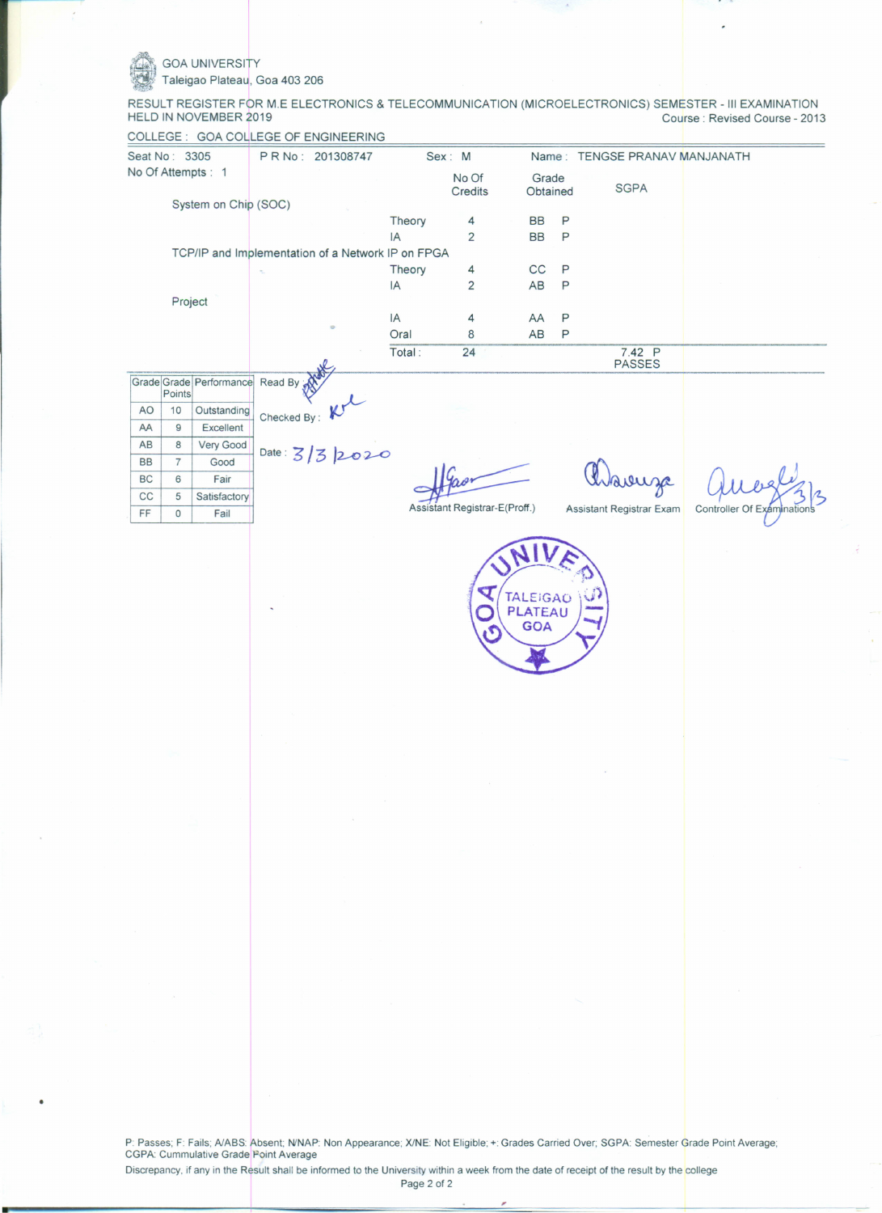GOA UNIVERSITY
Taleigao Plateau, Goa 403 206

RESULT REGISTER FOR M.E ELECTRONICS & TELECOMMUNICATION (MICROELECTRONICS) SEMESTER - III EXAMINATION HELD IN NOVEMBER 2019

Course : Revised Course - 2013

COLLEGE : GOA COLLEGE OF ENGINEERING

Seat No : 3305 P R No : 201308747 Sex : M Name : TENGSE PRANAV MANJANATH

No Of Attempts : 1

| Subject | Component | No Of Credits | Grade Obtained | | SGPA |
|---|---|---|---|---|---|
| System on Chip (SOC) | | | | | |
| | Theory | 4 | BB | P | |
| | IA | 2 | BB | P | |
| TCP/IP and Implementation of a Network IP on FPGA | | | | | |
| | Theory | 4 | CC | P | |
| | IA | 2 | AB | P | |
| Project | | | | | |
| | IA | 4 | AA | P | |
| | Oral | 8 | AB | P | |
| | Total : | 24 | | | 7.42 P PASSES |

| Grade | Grade Points | Performance |
|---|---|---|
| AO | 10 | Outstanding |
| AA | 9 | Excellent |
| AB | 8 | Very Good |
| BB | 7 | Good |
| BC | 6 | Fair |
| CC | 5 | Satisfactory |
| FF | 0 | Fail |

Read By :

Checked By :

Date : 3/3/2020

Assistant Registrar-E(Proff.) Assistant Registrar Exam Controller Of Examinations

GOA UNIVERSITY TALEIGAO PLATEAU GOA

P: Passes; F: Fails; A/ABS: Absent; N/NAP: Non Appearance; X/NE: Not Eligible; +: Grades Carried Over; SGPA: Semester Grade Point Average; CGPA: Cummulative Grade Point Average

Discrepancy, if any in the Result shall be informed to the University within a week from the date of receipt of the result by the college